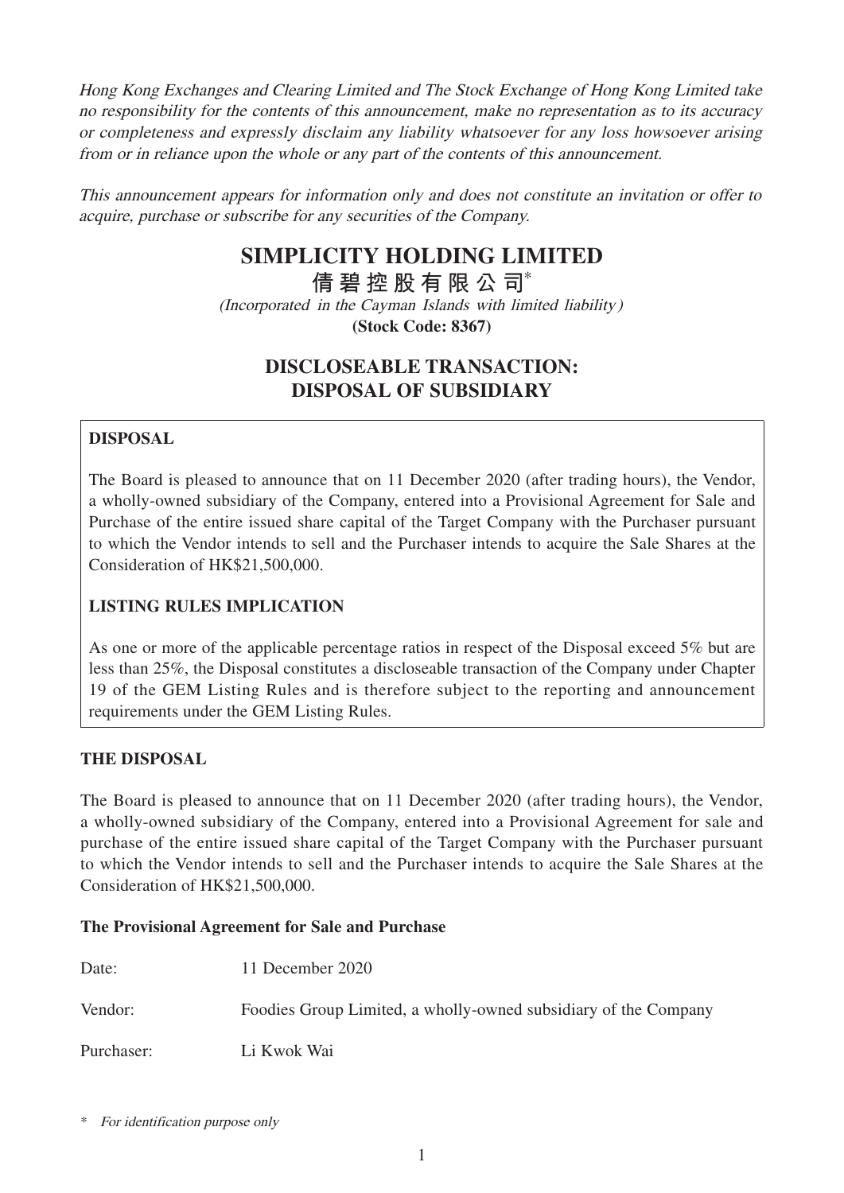*Hong Kong Exchanges and Clearing Limited and The Stock Exchange of Hong Kong Limited take no responsibility for the contents of this announcement, make no representation as to its accuracy or completeness and expressly disclaim any liability whatsoever for any loss howsoever arising from or in reliance upon the whole or any part of the contents of this announcement.*

*This announcement appears for information only and does not constitute an invitation or offer to acquire, purchase or subscribe for any securities of the Company.*

# SIMPLICITY HOLDING LIMITED

# 倩碧控股有限公司*

*(Incorporated in the Cayman Islands with limited liability)*

**(Stock Code: 8367)**

## DISCLOSEABLE TRANSACTION: DISPOSAL OF SUBSIDIARY

**DISPOSAL**

The Board is pleased to announce that on 11 December 2020 (after trading hours), the Vendor, a wholly-owned subsidiary of the Company, entered into a Provisional Agreement for Sale and Purchase of the entire issued share capital of the Target Company with the Purchaser pursuant to which the Vendor intends to sell and the Purchaser intends to acquire the Sale Shares at the Consideration of HK$21,500,000.

**LISTING RULES IMPLICATION**

As one or more of the applicable percentage ratios in respect of the Disposal exceed 5% but are less than 25%, the Disposal constitutes a discloseable transaction of the Company under Chapter 19 of the GEM Listing Rules and is therefore subject to the reporting and announcement requirements under the GEM Listing Rules.

## THE DISPOSAL

The Board is pleased to announce that on 11 December 2020 (after trading hours), the Vendor, a wholly-owned subsidiary of the Company, entered into a Provisional Agreement for sale and purchase of the entire issued share capital of the Target Company with the Purchaser pursuant to which the Vendor intends to sell and the Purchaser intends to acquire the Sale Shares at the Consideration of HK$21,500,000.

### The Provisional Agreement for Sale and Purchase

Date: 11 December 2020

Vendor: Foodies Group Limited, a wholly-owned subsidiary of the Company

Purchaser: Li Kwok Wai

\* *For identification purpose only*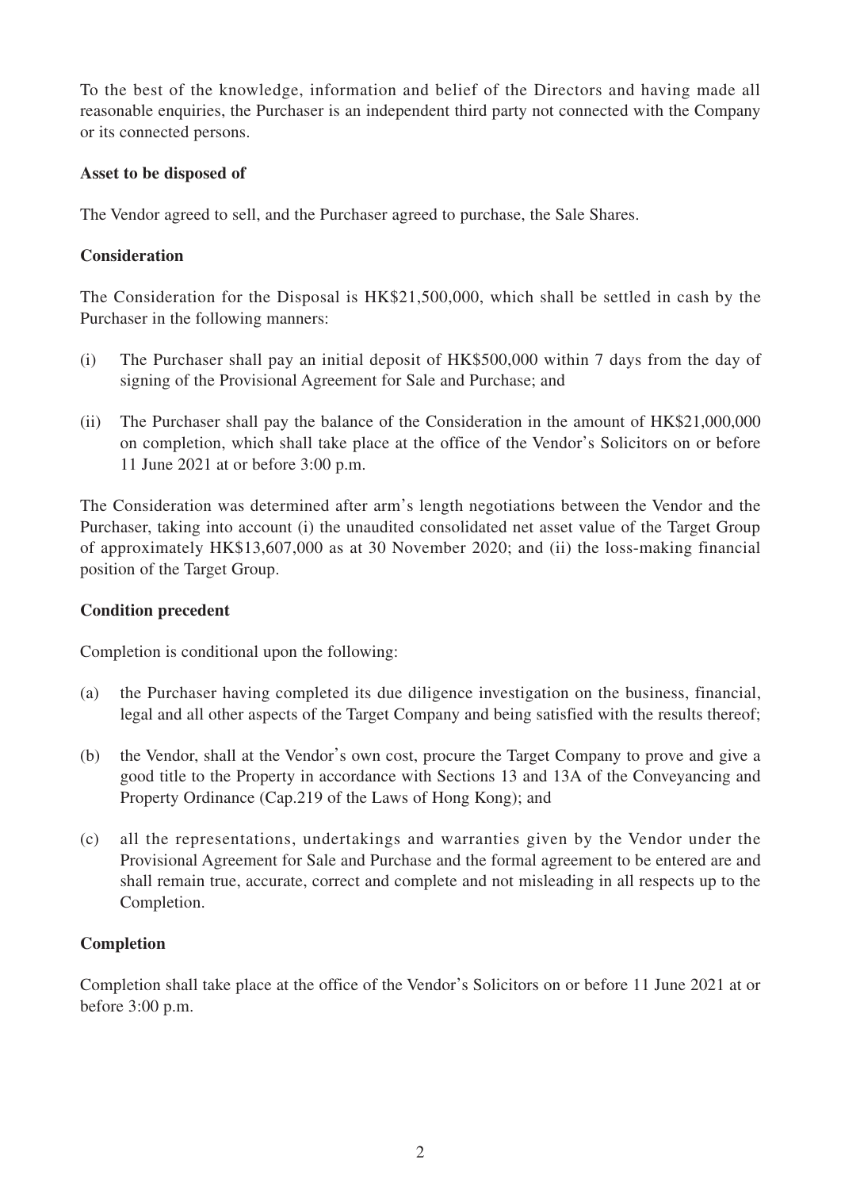To the best of the knowledge, information and belief of the Directors and having made all reasonable enquiries, the Purchaser is an independent third party not connected with the Company or its connected persons.

**Asset to be disposed of**

The Vendor agreed to sell, and the Purchaser agreed to purchase, the Sale Shares.

**Consideration**

The Consideration for the Disposal is HK$21,500,000, which shall be settled in cash by the Purchaser in the following manners:

(i) The Purchaser shall pay an initial deposit of HK$500,000 within 7 days from the day of signing of the Provisional Agreement for Sale and Purchase; and

(ii) The Purchaser shall pay the balance of the Consideration in the amount of HK$21,000,000 on completion, which shall take place at the office of the Vendor's Solicitors on or before 11 June 2021 at or before 3:00 p.m.

The Consideration was determined after arm's length negotiations between the Vendor and the Purchaser, taking into account (i) the unaudited consolidated net asset value of the Target Group of approximately HK$13,607,000 as at 30 November 2020; and (ii) the loss-making financial position of the Target Group.

**Condition precedent**

Completion is conditional upon the following:

(a) the Purchaser having completed its due diligence investigation on the business, financial, legal and all other aspects of the Target Company and being satisfied with the results thereof;

(b) the Vendor, shall at the Vendor's own cost, procure the Target Company to prove and give a good title to the Property in accordance with Sections 13 and 13A of the Conveyancing and Property Ordinance (Cap.219 of the Laws of Hong Kong); and

(c) all the representations, undertakings and warranties given by the Vendor under the Provisional Agreement for Sale and Purchase and the formal agreement to be entered are and shall remain true, accurate, correct and complete and not misleading in all respects up to the Completion.

**Completion**

Completion shall take place at the office of the Vendor's Solicitors on or before 11 June 2021 at or before 3:00 p.m.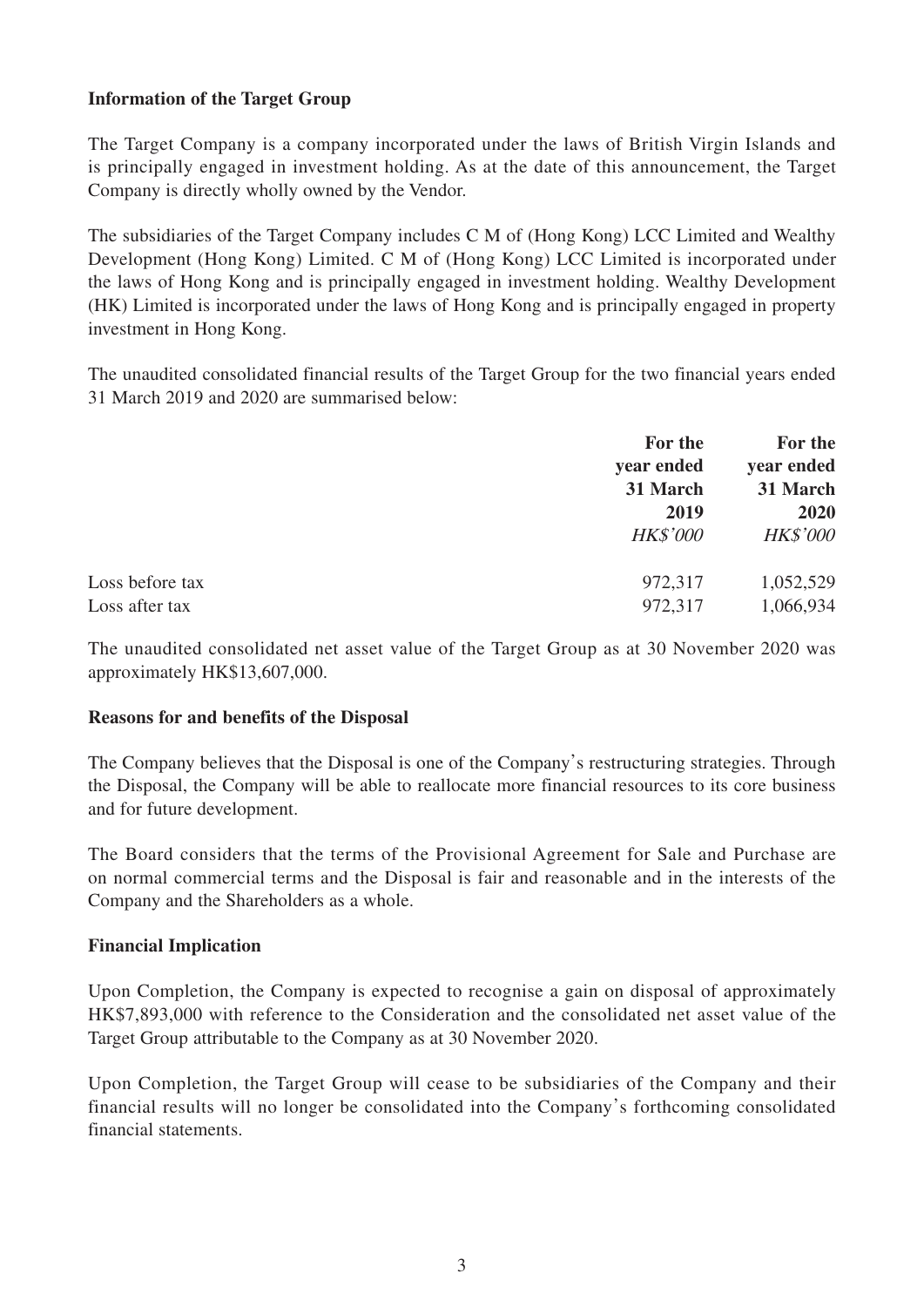**Information of the Target Group**

The Target Company is a company incorporated under the laws of British Virgin Islands and is principally engaged in investment holding. As at the date of this announcement, the Target Company is directly wholly owned by the Vendor.

The subsidiaries of the Target Company includes C M of (Hong Kong) LCC Limited and Wealthy Development (Hong Kong) Limited. C M of (Hong Kong) LCC Limited is incorporated under the laws of Hong Kong and is principally engaged in investment holding. Wealthy Development (HK) Limited is incorporated under the laws of Hong Kong and is principally engaged in property investment in Hong Kong.

The unaudited consolidated financial results of the Target Group for the two financial years ended 31 March 2019 and 2020 are summarised below:

| | **For the year ended 31 March 2019** | **For the year ended 31 March 2020** |
|---|---|---|
| | *HK$'000* | *HK$'000* |
| Loss before tax | 972,317 | 1,052,529 |
| Loss after tax | 972,317 | 1,066,934 |

The unaudited consolidated net asset value of the Target Group as at 30 November 2020 was approximately HK$13,607,000.

**Reasons for and benefits of the Disposal**

The Company believes that the Disposal is one of the Company's restructuring strategies. Through the Disposal, the Company will be able to reallocate more financial resources to its core business and for future development.

The Board considers that the terms of the Provisional Agreement for Sale and Purchase are on normal commercial terms and the Disposal is fair and reasonable and in the interests of the Company and the Shareholders as a whole.

**Financial Implication**

Upon Completion, the Company is expected to recognise a gain on disposal of approximately HK$7,893,000 with reference to the Consideration and the consolidated net asset value of the Target Group attributable to the Company as at 30 November 2020.

Upon Completion, the Target Group will cease to be subsidiaries of the Company and their financial results will no longer be consolidated into the Company's forthcoming consolidated financial statements.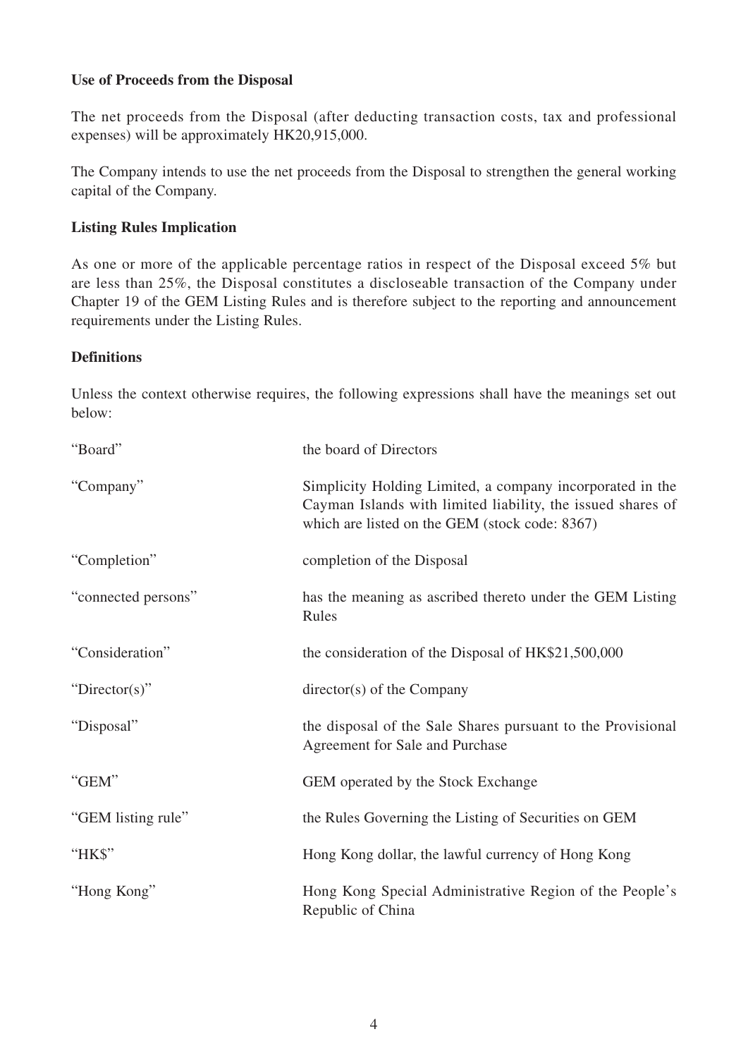**Use of Proceeds from the Disposal**

The net proceeds from the Disposal (after deducting transaction costs, tax and professional expenses) will be approximately HK20,915,000.

The Company intends to use the net proceeds from the Disposal to strengthen the general working capital of the Company.

**Listing Rules Implication**

As one or more of the applicable percentage ratios in respect of the Disposal exceed 5% but are less than 25%, the Disposal constitutes a discloseable transaction of the Company under Chapter 19 of the GEM Listing Rules and is therefore subject to the reporting and announcement requirements under the Listing Rules.

**Definitions**

Unless the context otherwise requires, the following expressions shall have the meanings set out below:

| | |
|---|---|
| "Board" | the board of Directors |
| "Company" | Simplicity Holding Limited, a company incorporated in the Cayman Islands with limited liability, the issued shares of which are listed on the GEM (stock code: 8367) |
| "Completion" | completion of the Disposal |
| "connected persons" | has the meaning as ascribed thereto under the GEM Listing Rules |
| "Consideration" | the consideration of the Disposal of HK$21,500,000 |
| "Director(s)" | director(s) of the Company |
| "Disposal" | the disposal of the Sale Shares pursuant to the Provisional Agreement for Sale and Purchase |
| "GEM" | GEM operated by the Stock Exchange |
| "GEM listing rule" | the Rules Governing the Listing of Securities on GEM |
| "HK$" | Hong Kong dollar, the lawful currency of Hong Kong |
| "Hong Kong" | Hong Kong Special Administrative Region of the People's Republic of China |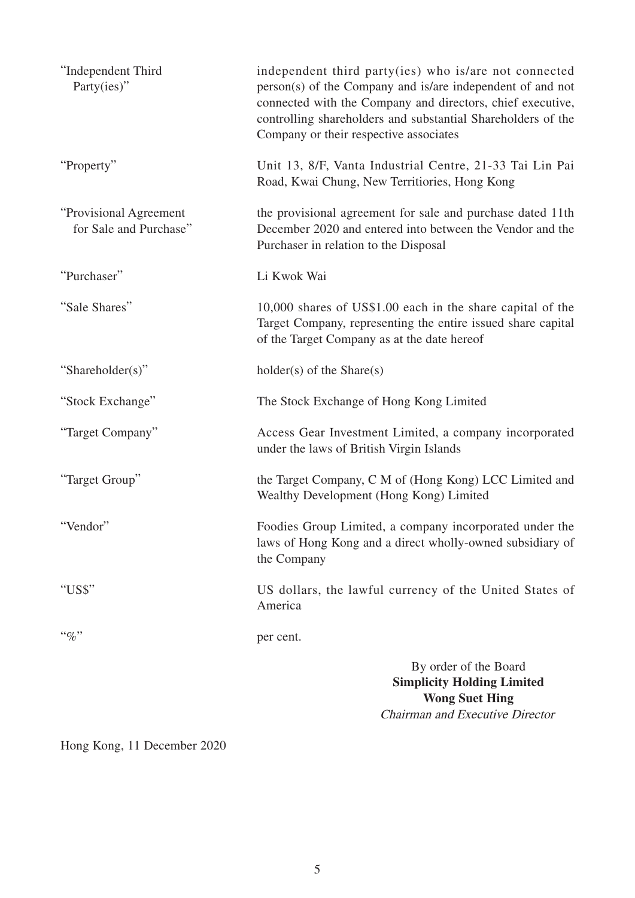| | |
|---|---|
| "Independent Third Party(ies)" | independent third party(ies) who is/are not connected person(s) of the Company and is/are independent of and not connected with the Company and directors, chief executive, controlling shareholders and substantial Shareholders of the Company or their respective associates |
| "Property" | Unit 13, 8/F, Vanta Industrial Centre, 21-33 Tai Lin Pai Road, Kwai Chung, New Territiories, Hong Kong |
| "Provisional Agreement for Sale and Purchase" | the provisional agreement for sale and purchase dated 11th December 2020 and entered into between the Vendor and the Purchaser in relation to the Disposal |
| "Purchaser" | Li Kwok Wai |
| "Sale Shares" | 10,000 shares of US$1.00 each in the share capital of the Target Company, representing the entire issued share capital of the Target Company as at the date hereof |
| "Shareholder(s)" | holder(s) of the Share(s) |
| "Stock Exchange" | The Stock Exchange of Hong Kong Limited |
| "Target Company" | Access Gear Investment Limited, a company incorporated under the laws of British Virgin Islands |
| "Target Group" | the Target Company, C M of (Hong Kong) LCC Limited and Wealthy Development (Hong Kong) Limited |
| "Vendor" | Foodies Group Limited, a company incorporated under the laws of Hong Kong and a direct wholly-owned subsidiary of the Company |
| "US$" | US dollars, the lawful currency of the United States of America |
| "%" | per cent. |

By order of the Board
**Simplicity Holding Limited**
**Wong Suet Hing**
*Chairman and Executive Director*

Hong Kong, 11 December 2020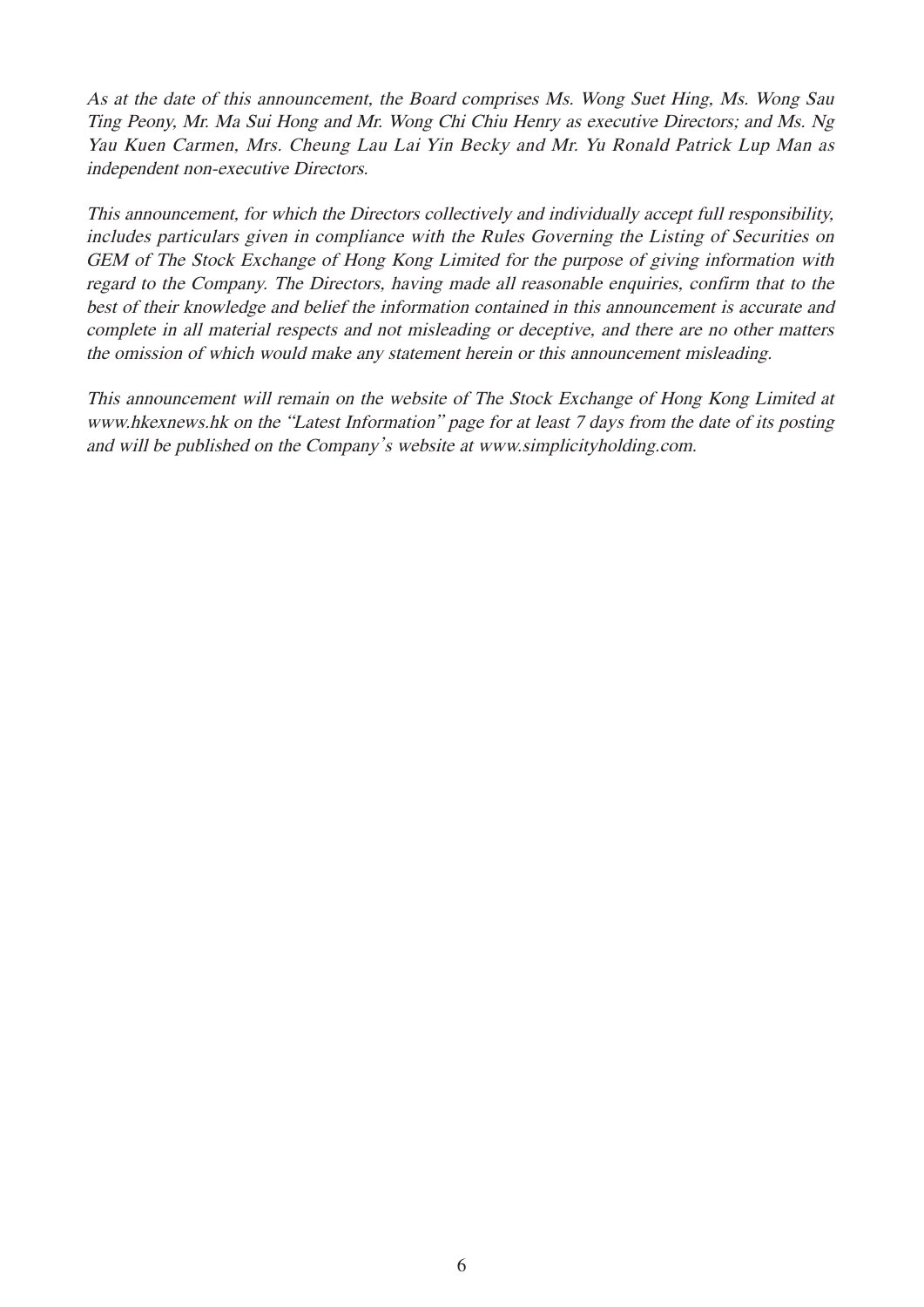*As at the date of this announcement, the Board comprises Ms. Wong Suet Hing, Ms. Wong Sau Ting Peony, Mr. Ma Sui Hong and Mr. Wong Chi Chiu Henry as executive Directors; and Ms. Ng Yau Kuen Carmen, Mrs. Cheung Lau Lai Yin Becky and Mr. Yu Ronald Patrick Lup Man as independent non-executive Directors.*

*This announcement, for which the Directors collectively and individually accept full responsibility, includes particulars given in compliance with the Rules Governing the Listing of Securities on GEM of The Stock Exchange of Hong Kong Limited for the purpose of giving information with regard to the Company. The Directors, having made all reasonable enquiries, confirm that to the best of their knowledge and belief the information contained in this announcement is accurate and complete in all material respects and not misleading or deceptive, and there are no other matters the omission of which would make any statement herein or this announcement misleading.*

*This announcement will remain on the website of The Stock Exchange of Hong Kong Limited at www.hkexnews.hk on the "Latest Information" page for at least 7 days from the date of its posting and will be published on the Company's website at www.simplicityholding.com.*